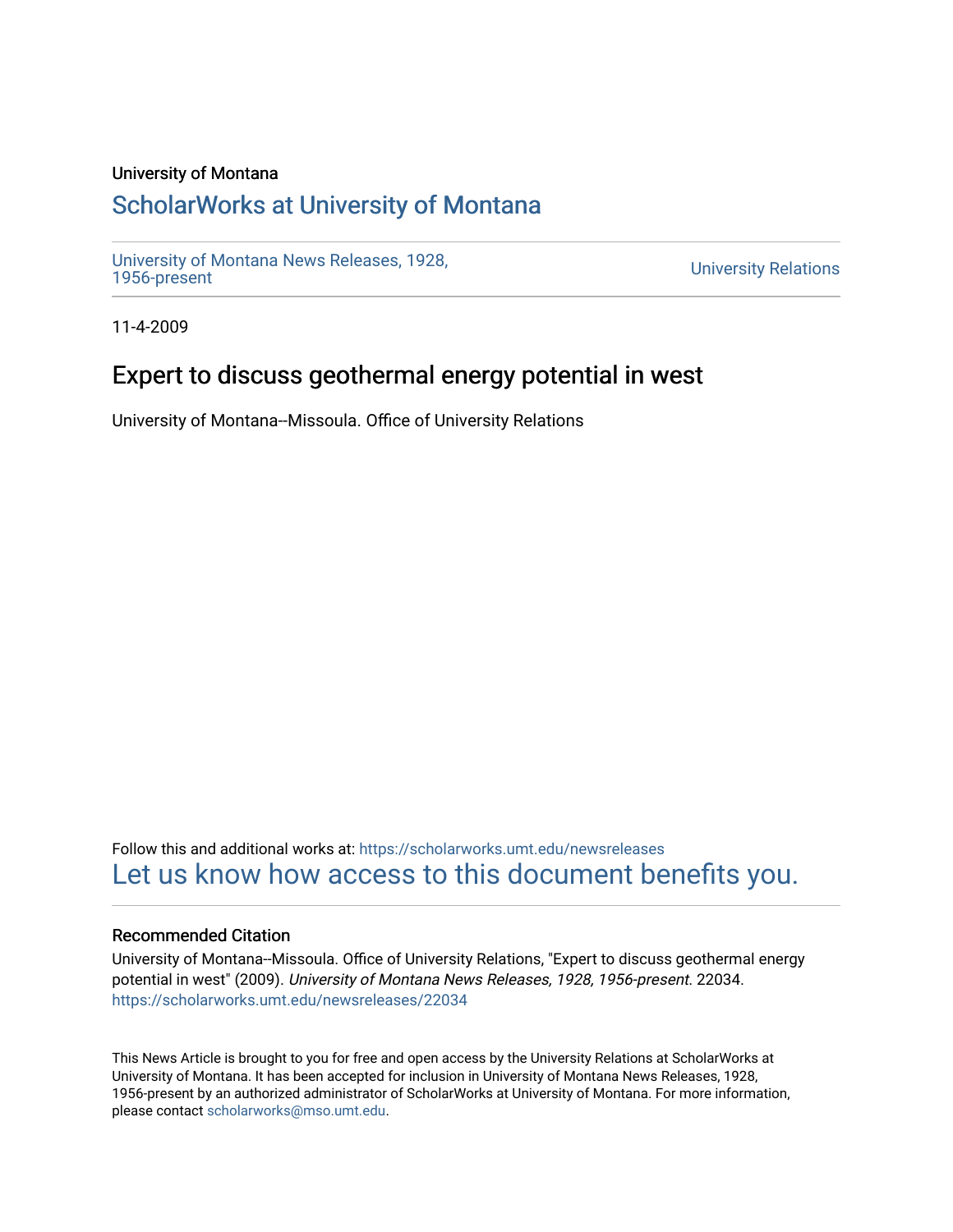University of Montana

## ScholarWorks at University of Montana

University of Montana News Releases, 1928, 1956-present

University Relations

11-4-2009

# Expert to discuss geothermal energy potential in west

University of Montana--Missoula. Office of University Relations

Follow this and additional works at: https://scholarworks.umt.edu/newsreleases

Let us know how access to this document benefits you.

### Recommended Citation

University of Montana--Missoula. Office of University Relations, "Expert to discuss geothermal energy potential in west" (2009). *University of Montana News Releases, 1928, 1956-present*. 22034.
https://scholarworks.umt.edu/newsreleases/22034

This News Article is brought to you for free and open access by the University Relations at ScholarWorks at University of Montana. It has been accepted for inclusion in University of Montana News Releases, 1928, 1956-present by an authorized administrator of ScholarWorks at University of Montana. For more information, please contact scholarworks@mso.umt.edu.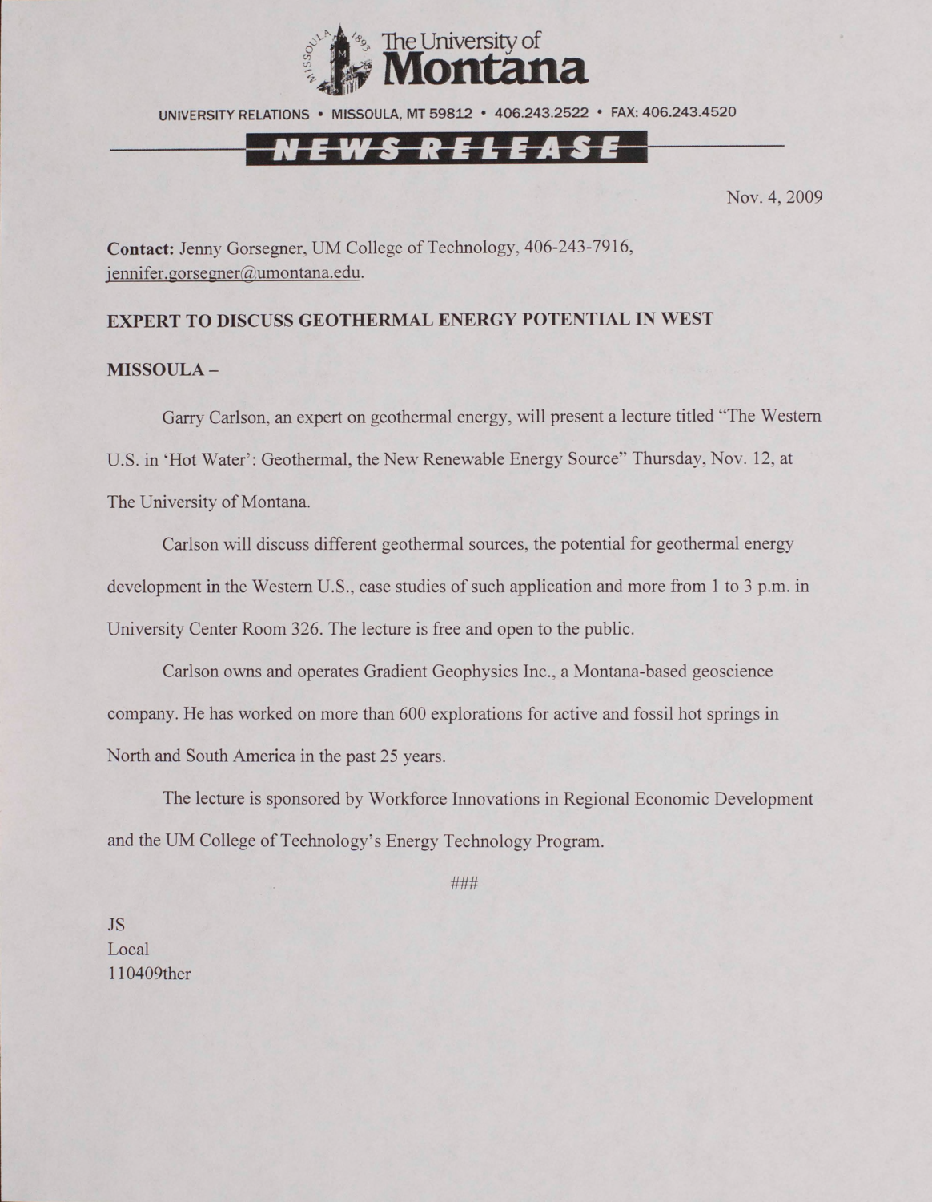The University of **Montana**

UNIVERSITY RELATIONS • MISSOULA, MT 59812 • 406.243.2522 • FAX: 406.243.4520

**NEWS RELEASE**

Nov. 4, 2009

**Contact:** Jenny Gorsegner, UM College of Technology, 406-243-7916, jennifer.gorsegner@umontana.edu.

**EXPERT TO DISCUSS GEOTHERMAL ENERGY POTENTIAL IN WEST**

**MISSOULA –**

Garry Carlson, an expert on geothermal energy, will present a lecture titled "The Western U.S. in 'Hot Water': Geothermal, the New Renewable Energy Source" Thursday, Nov. 12, at The University of Montana.

Carlson will discuss different geothermal sources, the potential for geothermal energy development in the Western U.S., case studies of such application and more from 1 to 3 p.m. in University Center Room 326. The lecture is free and open to the public.

Carlson owns and operates Gradient Geophysics Inc., a Montana-based geoscience company. He has worked on more than 600 explorations for active and fossil hot springs in North and South America in the past 25 years.

The lecture is sponsored by Workforce Innovations in Regional Economic Development and the UM College of Technology's Energy Technology Program.

###

JS
Local
110409ther